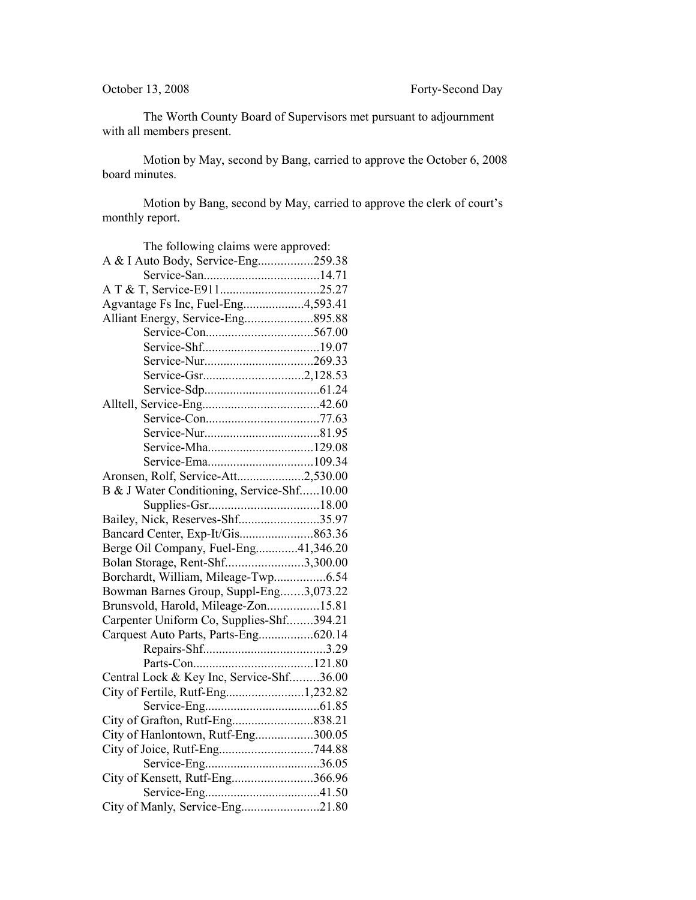October 13, 2008 Forty-Second Day

The Worth County Board of Supervisors met pursuant to adjournment with all members present.

Motion by May, second by Bang, carried to approve the October 6, 2008 board minutes.

Motion by Bang, second by May, carried to approve the clerk of court's monthly report.

The following claims were approved:

A & I Auto Body, Service-Eng.................259.38
Service-San....................................14.71
A T & T, Service-E911...............................25.27
Agvantage Fs Inc, Fuel-Eng...................4,593.41
Alliant Energy, Service-Eng.....................895.88
Service-Con.................................567.00
Service-Shf....................................19.07
Service-Nur..................................269.33
Service-Gsr...............................2,128.53
Service-Sdp....................................61.24
Alltell, Service-Eng....................................42.60
Service-Con...................................77.63
Service-Nur...................................81.95
Service-Mha.................................129.08
Service-Ema.................................109.34
Aronsen, Rolf, Service-Att.....................2,530.00
B & J Water Conditioning, Service-Shf......10.00
Supplies-Gsr..................................18.00
Bailey, Nick, Reserves-Shf.........................35.97
Bancard Center, Exp-It/Gis.......................863.36
Berge Oil Company, Fuel-Eng.............41,346.20
Bolan Storage, Rent-Shf........................3,300.00
Borchardt, William, Mileage-Twp................6.54
Bowman Barnes Group, Suppl-Eng.......3,073.22
Brunsvold, Harold, Mileage-Zon................15.81
Carpenter Uniform Co, Supplies-Shf........394.21
Carquest Auto Parts, Parts-Eng.................620.14
Repairs-Shf......................................3.29
Parts-Con.....................................121.80
Central Lock & Key Inc, Service-Shf.........36.00
City of Fertile, Rutf-Eng........................1,232.82
Service-Eng...................................61.85
City of Grafton, Rutf-Eng.........................838.21
City of Hanlontown, Rutf-Eng..................300.05
City of Joice, Rutf-Eng.............................744.88
Service-Eng...................................36.05
City of Kensett, Rutf-Eng.........................366.96
Service-Eng...................................41.50
City of Manly, Service-Eng........................21.80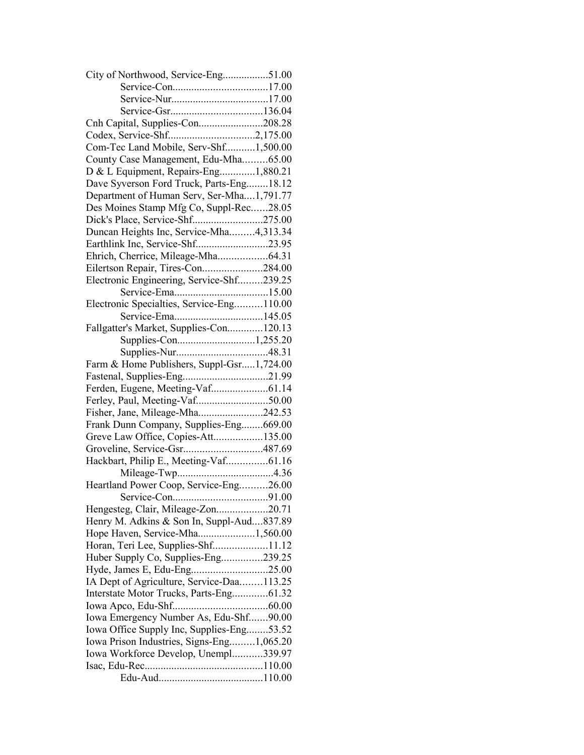City of Northwood, Service-Eng.................51.00
Service-Con...................................17.00
Service-Nur....................................17.00
Service-Gsr..................................136.04
Cnh Capital, Supplies-Con........................208.28
Codex, Service-Shf................................2,175.00
Com-Tec Land Mobile, Serv-Shf...........1,500.00
County Case Management, Edu-Mha.........65.00
D & L Equipment, Repairs-Eng.............1,880.21
Dave Syverson Ford Truck, Parts-Eng........18.12
Department of Human Serv, Ser-Mha....1,791.77
Des Moines Stamp Mfg Co, Suppl-Rec......28.05
Dick's Place, Service-Shf..........................275.00
Duncan Heights Inc, Service-Mha.........4,313.34
Earthlink Inc, Service-Shf...........................23.95
Ehrich, Cherrice, Mileage-Mha..................64.31
Eilertson Repair, Tires-Con......................284.00
Electronic Engineering, Service-Shf.........239.25
Service-Ema...................................15.00
Electronic Specialties, Service-Eng..........110.00
Service-Ema.................................145.05
Fallgatter's Market, Supplies-Con.............120.13
Supplies-Con.............................1,255.20
Supplies-Nur..................................48.31
Farm & Home Publishers, Suppl-Gsr.....1,724.00
Fastenal, Supplies-Eng................................21.99
Ferden, Eugene, Meeting-Vaf.....................61.14
Ferley, Paul, Meeting-Vaf...........................50.00
Fisher, Jane, Mileage-Mha........................242.53
Frank Dunn Company, Supplies-Eng........669.00
Greve Law Office, Copies-Att..................135.00
Groveline, Service-Gsr.............................487.69
Hackbart, Philip E., Meeting-Vaf...............61.16
Mileage-Twp....................................4.36
Heartland Power Coop, Service-Eng..........26.00
Service-Con...................................91.00
Hengesteg, Clair, Mileage-Zon...................20.71
Henry M. Adkins & Son In, Suppl-Aud....837.89
Hope Haven, Service-Mha.....................1,560.00
Horan, Teri Lee, Supplies-Shf....................11.12
Huber Supply Co, Supplies-Eng...............239.25
Hyde, James E, Edu-Eng............................25.00
IA Dept of Agriculture, Service-Daa........113.25
Interstate Motor Trucks, Parts-Eng.............61.32
Iowa Apco, Edu-Shf...................................60.00
Iowa Emergency Number As, Edu-Shf.......90.00
Iowa Office Supply Inc, Supplies-Eng........53.52
Iowa Prison Industries, Signs-Eng.........1,065.20
Iowa Workforce Develop, Unempl...........339.97
Isac, Edu-Rec............................................110.00
Edu-Aud.......................................110.00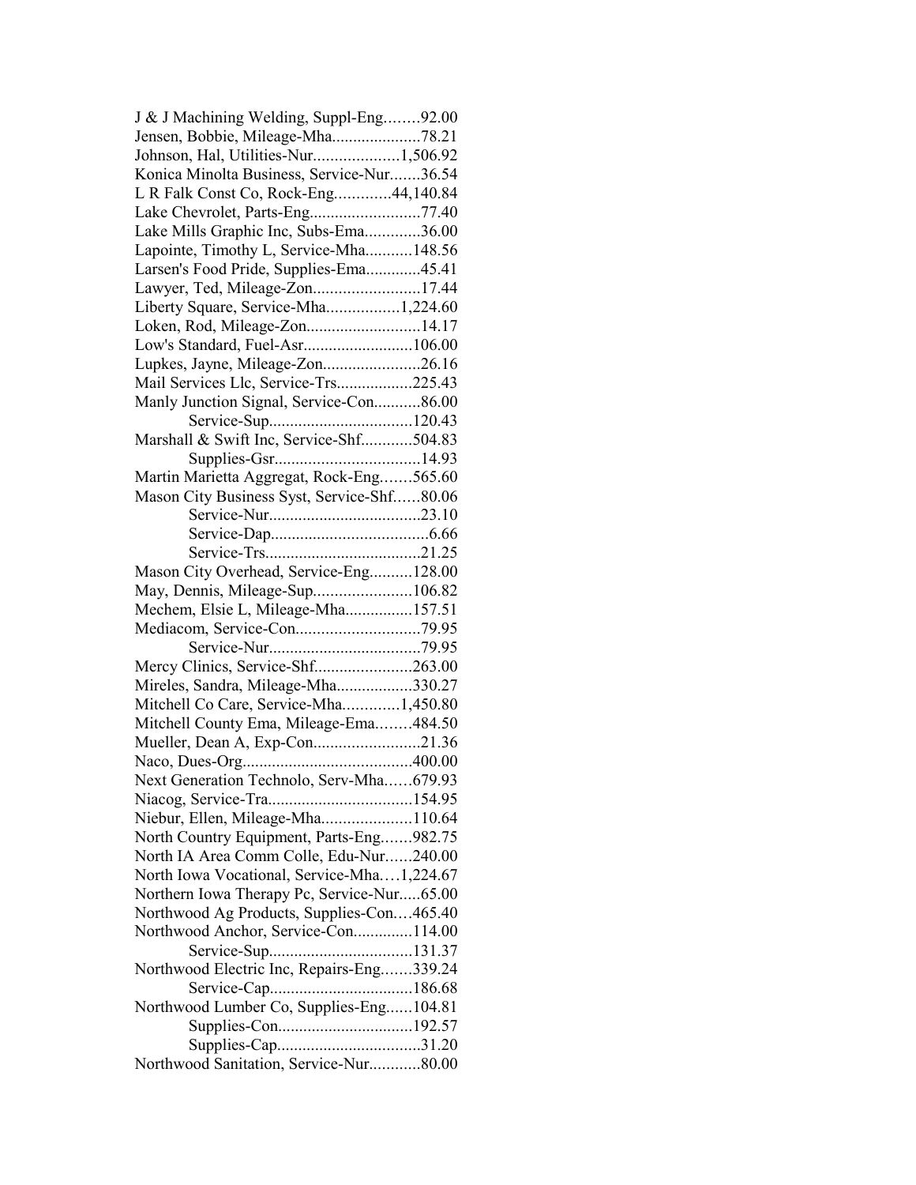J & J Machining Welding, Suppl-Eng........92.00
Jensen, Bobbie, Mileage-Mha.....................78.21
Johnson, Hal, Utilities-Nur....................1,506.92
Konica Minolta Business, Service-Nur.......36.54
L R Falk Const Co, Rock-Eng.............44,140.84
Lake Chevrolet, Parts-Eng..........................77.40
Lake Mills Graphic Inc, Subs-Ema.............36.00
Lapointe, Timothy L, Service-Mha...........148.56
Larsen's Food Pride, Supplies-Ema.............45.41
Lawyer, Ted, Mileage-Zon.........................17.44
Liberty Square, Service-Mha.................1,224.60
Loken, Rod, Mileage-Zon...........................14.17
Low's Standard, Fuel-Asr..........................106.00
Lupkes, Jayne, Mileage-Zon.......................26.16
Mail Services Llc, Service-Trs..................225.43
Manly Junction Signal, Service-Con...........86.00
Service-Sup..................................120.43
Marshall & Swift Inc, Service-Shf............504.83
Supplies-Gsr..................................14.93
Martin Marietta Aggregat, Rock-Eng.......565.60
Mason City Business Syst, Service-Shf......80.06
Service-Nur....................................23.10
Service-Dap......................................6.66
Service-Trs.....................................21.25
Mason City Overhead, Service-Eng..........128.00
May, Dennis, Mileage-Sup.......................106.82
Mechem, Elsie L, Mileage-Mha................157.51
Mediacom, Service-Con.............................79.95
Service-Nur....................................79.95
Mercy Clinics, Service-Shf.......................263.00
Mireles, Sandra, Mileage-Mha..................330.27
Mitchell Co Care, Service-Mha.............1,450.80
Mitchell County Ema, Mileage-Ema........484.50
Mueller, Dean A, Exp-Con.........................21.36
Naco, Dues-Org........................................400.00
Next Generation Technolo, Serv-Mha......679.93
Niacog, Service-Tra..................................154.95
Niebur, Ellen, Mileage-Mha.....................110.64
North Country Equipment, Parts-Eng.......982.75
North IA Area Comm Colle, Edu-Nur......240.00
North Iowa Vocational, Service-Mha....1,224.67
Northern Iowa Therapy Pc, Service-Nur.....65.00
Northwood Ag Products, Supplies-Con....465.40
Northwood Anchor, Service-Con..............114.00
Service-Sup..................................131.37
Northwood Electric Inc, Repairs-Eng.......339.24
Service-Cap..................................186.68
Northwood Lumber Co, Supplies-Eng......104.81
Supplies-Con................................192.57
Supplies-Cap..................................31.20
Northwood Sanitation, Service-Nur............80.00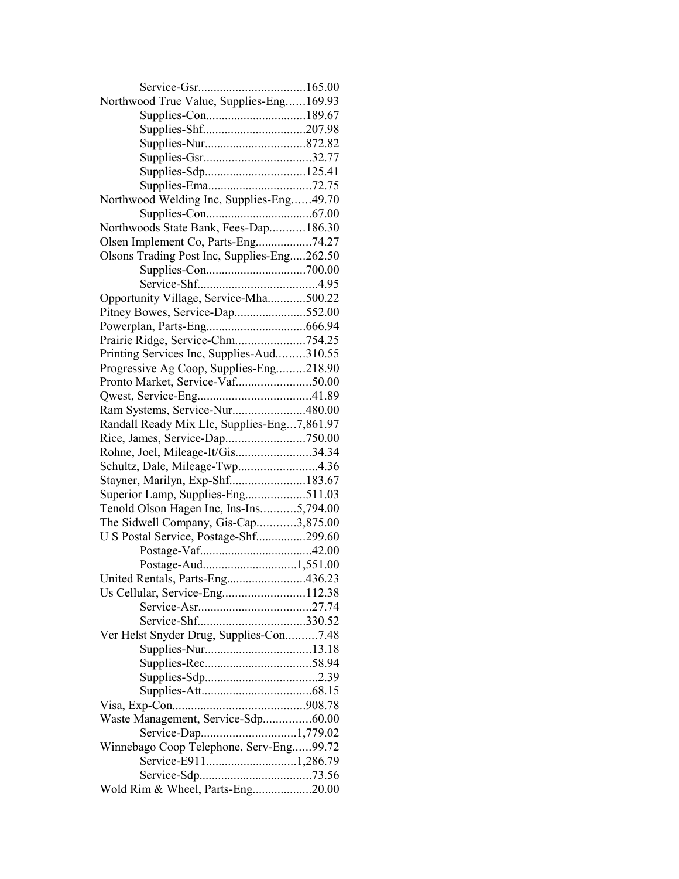Service-Gsr..................................165.00

Northwood True Value, Supplies-Eng......169.93

Supplies-Con................................189.67

Supplies-Shf................................207.98

Supplies-Nur................................872.82

Supplies-Gsr..................................32.77

Supplies-Sdp................................125.41

Supplies-Ema.................................72.75

Northwood Welding Inc, Supplies-Eng......49.70

Supplies-Con..................................67.00

Northwoods State Bank, Fees-Dap...........186.30

Olsen Implement Co, Parts-Eng..................74.27

Olsons Trading Post Inc, Supplies-Eng.....262.50

Supplies-Con................................700.00

Service-Shf......................................4.95

Opportunity Village, Service-Mha............500.22

Pitney Bowes, Service-Dap.......................552.00

Powerplan, Parts-Eng...............................666.94

Prairie Ridge, Service-Chm......................754.25

Printing Services Inc, Supplies-Aud.........310.55

Progressive Ag Coop, Supplies-Eng.........218.90

Pronto Market, Service-Vaf........................50.00

Qwest, Service-Eng....................................41.89

Ram Systems, Service-Nur.......................480.00

Randall Ready Mix Llc, Supplies-Eng...7,861.97

Rice, James, Service-Dap.........................750.00

Rohne, Joel, Mileage-It/Gis........................34.34

Schultz, Dale, Mileage-Twp.........................4.36

Stayner, Marilyn, Exp-Shf........................183.67

Superior Lamp, Supplies-Eng...................511.03

Tenold Olson Hagen Inc, Ins-Ins...........5,794.00

The Sidwell Company, Gis-Cap............3,875.00

U S Postal Service, Postage-Shf................299.60

Postage-Vaf...................................42.00

Postage-Aud.............................1,551.00

United Rentals, Parts-Eng.........................436.23

Us Cellular, Service-Eng..........................112.38

Service-Asr...................................27.74

Service-Shf..................................330.52

Ver Helst Snyder Drug, Supplies-Con..........7.48

Supplies-Nur..................................13.18

Supplies-Rec..................................58.94

Supplies-Sdp....................................2.39

Supplies-Att..................................68.15

Visa, Exp-Con..........................................908.78

Waste Management, Service-Sdp...............60.00

Service-Dap.............................1,779.02

Winnebago Coop Telephone, Serv-Eng......99.72

Service-E911............................1,286.79

Service-Sdp...................................73.56

Wold Rim & Wheel, Parts-Eng...................20.00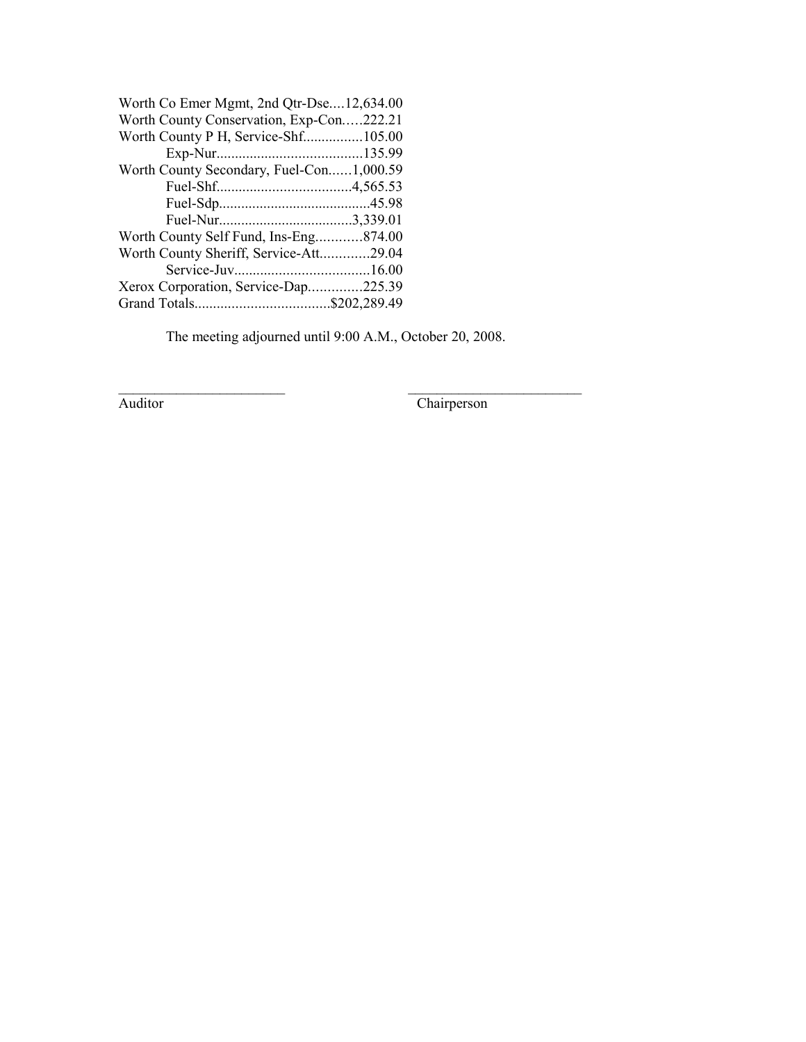Worth Co Emer Mgmt, 2nd Qtr-Dse....12,634.00
Worth County Conservation, Exp-Con.....222.21
Worth County P H, Service-Shf................105.00
    Exp-Nur.......................................135.99
Worth County Secondary, Fuel-Con......1,000.59
    Fuel-Shf....................................4,565.53
    Fuel-Sdp.........................................45.98
    Fuel-Nur....................................3,339.01
Worth County Self Fund, Ins-Eng............874.00
Worth County Sheriff, Service-Att.............29.04
    Service-Juv....................................16.00
Xerox Corporation, Service-Dap..............225.39
Grand Totals....................................$202,289.49

The meeting adjourned until 9:00 A.M., October 20, 2008.

_______________________                    ________________________
Auditor                                    Chairperson